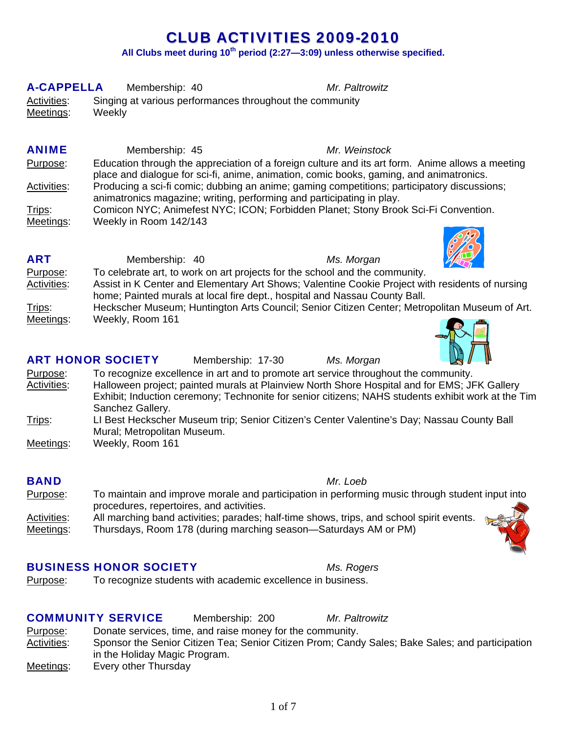# CLUB ACTIVITIES 2009-2010

**All Clubs meet during 10th period (2:27—3:09) unless otherwise specified.**

## A-CAPPELLA

Membership: 40 — *Mr. Paltrowitz*

Activities: Singing at various performances throughout the community

Meetings: Weekly

## ANIME

Membership: 45 — *Mr. Weinstock*

Purpose: Education through the appreciation of a foreign culture and its art form. Anime allows a meeting place and dialogue for sci-fi, anime, animation, comic books, gaming, and animatronics.

Activities: Producing a sci-fi comic; dubbing an anime; gaming competitions; participatory discussions; animatronics magazine; writing, performing and participating in play.

Trips: Comicon NYC; Animefest NYC; ICON; Forbidden Planet; Stony Brook Sci-Fi Convention.

Meetings: Weekly in Room 142/143

## ART

Membership: 40 — *Ms. Morgan*

Purpose: To celebrate art, to work on art projects for the school and the community.

Activities: Assist in K Center and Elementary Art Shows; Valentine Cookie Project with residents of nursing home; Painted murals at local fire dept., hospital and Nassau County Ball.

Trips: Heckscher Museum; Huntington Arts Council; Senior Citizen Center; Metropolitan Museum of Art.

Meetings: Weekly, Room 161

## ART HONOR SOCIETY

Membership: 17-30 — *Ms. Morgan*

Purpose: To recognize excellence in art and to promote art service throughout the community.

Activities: Halloween project; painted murals at Plainview North Shore Hospital and for EMS; JFK Gallery Exhibit; Induction ceremony; Technonite for senior citizens; NAHS students exhibit work at the Tim Sanchez Gallery.

Trips: LI Best Heckscher Museum trip; Senior Citizen's Center Valentine's Day; Nassau County Ball Mural; Metropolitan Museum.

Meetings: Weekly, Room 161

## BAND

*Mr. Loeb*

Purpose: To maintain and improve morale and participation in performing music through student input into procedures, repertoires, and activities.

Activities: All marching band activities; parades; half-time shows, trips, and school spirit events.

Meetings: Thursdays, Room 178 (during marching season—Saturdays AM or PM)

## BUSINESS HONOR SOCIETY

*Ms. Rogers*

Purpose: To recognize students with academic excellence in business.

## COMMUNITY SERVICE

Membership: 200 — *Mr. Paltrowitz*

Purpose: Donate services, time, and raise money for the community.

Activities: Sponsor the Senior Citizen Tea; Senior Citizen Prom; Candy Sales; Bake Sales; and participation in the Holiday Magic Program.

Meetings: Every other Thursday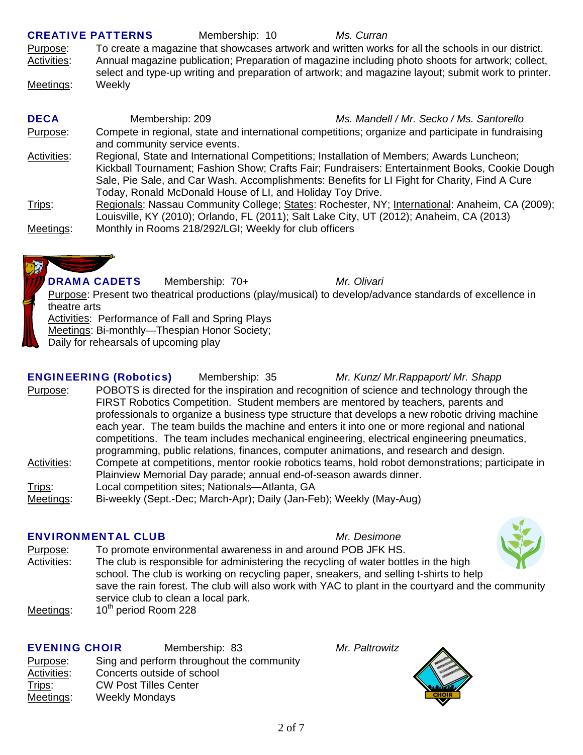## CREATIVE PATTERNS

Membership: 10 — *Ms. Curran*

Purpose: To create a magazine that showcases artwork and written works for all the schools in our district.

Activities: Annual magazine publication; Preparation of magazine including photo shoots for artwork; collect, select and type-up writing and preparation of artwork; and magazine layout; submit work to printer.

Meetings: Weekly

## DECA

Membership: 209 — *Ms. Mandell / Mr. Secko / Ms. Santorello*

Purpose: Compete in regional, state and international competitions; organize and participate in fundraising and community service events.

Activities: Regional, State and International Competitions; Installation of Members; Awards Luncheon; Kickball Tournament; Fashion Show; Crafts Fair; Fundraisers: Entertainment Books, Cookie Dough Sale, Pie Sale, and Car Wash. Accomplishments: Benefits for LI Fight for Charity, Find A Cure Today, Ronald McDonald House of LI, and Holiday Toy Drive.

Trips: Regionals: Nassau Community College; States: Rochester, NY; International: Anaheim, CA (2009); Louisville, KY (2010); Orlando, FL (2011); Salt Lake City, UT (2012); Anaheim, CA (2013)

Meetings: Monthly in Rooms 218/292/LGI; Weekly for club officers

## DRAMA CADETS

Membership: 70+ — *Mr. Olivari*

Purpose: Present two theatrical productions (play/musical) to develop/advance standards of excellence in theatre arts

Activities: Performance of Fall and Spring Plays

Meetings: Bi-monthly—Thespian Honor Society; Daily for rehearsals of upcoming play

## ENGINEERING (Robotics)

Membership: 35 — *Mr. Kunz/ Mr.Rappaport/ Mr. Shapp*

Purpose: POBOTS is directed for the inspiration and recognition of science and technology through the FIRST Robotics Competition. Student members are mentored by teachers, parents and professionals to organize a business type structure that develops a new robotic driving machine each year. The team builds the machine and enters it into one or more regional and national competitions. The team includes mechanical engineering, electrical engineering pneumatics, programming, public relations, finances, computer animations, and research and design.

Activities: Compete at competitions, mentor rookie robotics teams, hold robot demonstrations; participate in Plainview Memorial Day parade; annual end-of-season awards dinner.

Trips: Local competition sites; Nationals—Atlanta, GA

Meetings: Bi-weekly (Sept.-Dec; March-Apr); Daily (Jan-Feb); Weekly (May-Aug)

## ENVIRONMENTAL CLUB

*Mr. Desimone*

Purpose: To promote environmental awareness in and around POB JFK HS.

Activities: The club is responsible for administering the recycling of water bottles in the high school. The club is working on recycling paper, sneakers, and selling t-shirts to help save the rain forest. The club will also work with YAC to plant in the courtyard and the community service club to clean a local park.

Meetings: 10th period Room 228

## EVENING CHOIR

Membership: 83 — *Mr. Paltrowitz*

Purpose: Sing and perform throughout the community

Activities: Concerts outside of school

Trips: CW Post Tilles Center

Meetings: Weekly Mondays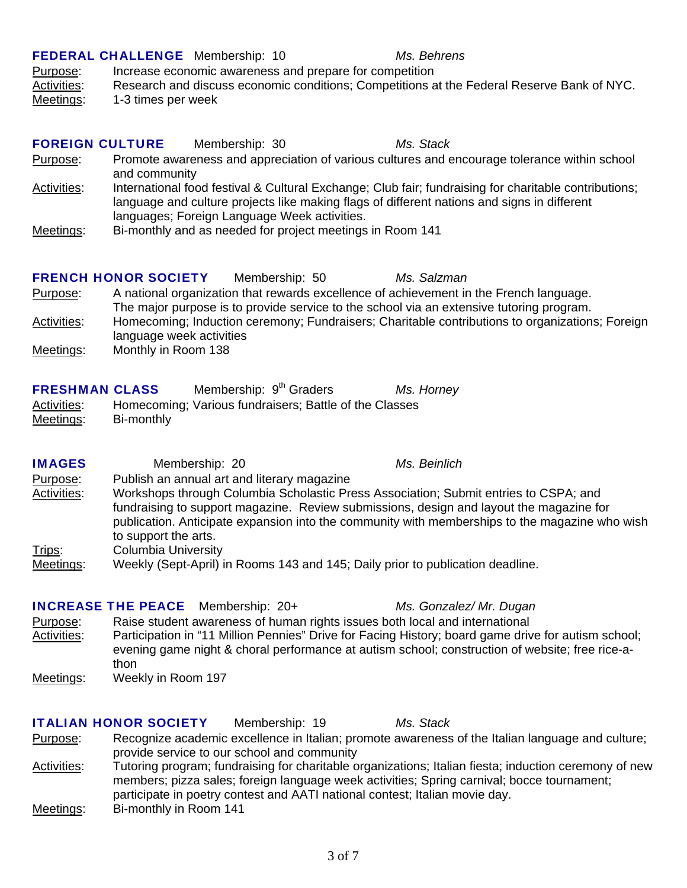### FEDERAL CHALLENGE

Membership: 10 — *Ms. Behrens*

Purpose: Increase economic awareness and prepare for competition

Activities: Research and discuss economic conditions; Competitions at the Federal Reserve Bank of NYC.

Meetings: 1-3 times per week

### FOREIGN CULTURE

Membership: 30 — *Ms. Stack*

Purpose: Promote awareness and appreciation of various cultures and encourage tolerance within school and community

Activities: International food festival & Cultural Exchange; Club fair; fundraising for charitable contributions; language and culture projects like making flags of different nations and signs in different languages; Foreign Language Week activities.

Meetings: Bi-monthly and as needed for project meetings in Room 141

### FRENCH HONOR SOCIETY

Membership: 50 — *Ms. Salzman*

Purpose: A national organization that rewards excellence of achievement in the French language. The major purpose is to provide service to the school via an extensive tutoring program.

Activities: Homecoming; Induction ceremony; Fundraisers; Charitable contributions to organizations; Foreign language week activities

Meetings: Monthly in Room 138

### FRESHMAN CLASS

Membership: 9th Graders — *Ms. Horney*

Activities: Homecoming; Various fundraisers; Battle of the Classes

Meetings: Bi-monthly

### IMAGES

Membership: 20 — *Ms. Beinlich*

Purpose: Publish an annual art and literary magazine

Activities: Workshops through Columbia Scholastic Press Association; Submit entries to CSPA; and fundraising to support magazine. Review submissions, design and layout the magazine for publication. Anticipate expansion into the community with memberships to the magazine who wish to support the arts.

Trips: Columbia University

Meetings: Weekly (Sept-April) in Rooms 143 and 145; Daily prior to publication deadline.

### INCREASE THE PEACE

Membership: 20+ — *Ms. Gonzalez/ Mr. Dugan*

Purpose: Raise student awareness of human rights issues both local and international

Activities: Participation in "11 Million Pennies" Drive for Facing History; board game drive for autism school; evening game night & choral performance at autism school; construction of website; free rice-a-thon

Meetings: Weekly in Room 197

### ITALIAN HONOR SOCIETY

Membership: 19 — *Ms. Stack*

Purpose: Recognize academic excellence in Italian; promote awareness of the Italian language and culture; provide service to our school and community

Activities: Tutoring program; fundraising for charitable organizations; Italian fiesta; induction ceremony of new members; pizza sales; foreign language week activities; Spring carnival; bocce tournament; participate in poetry contest and AATI national contest; Italian movie day.

Meetings: Bi-monthly in Room 141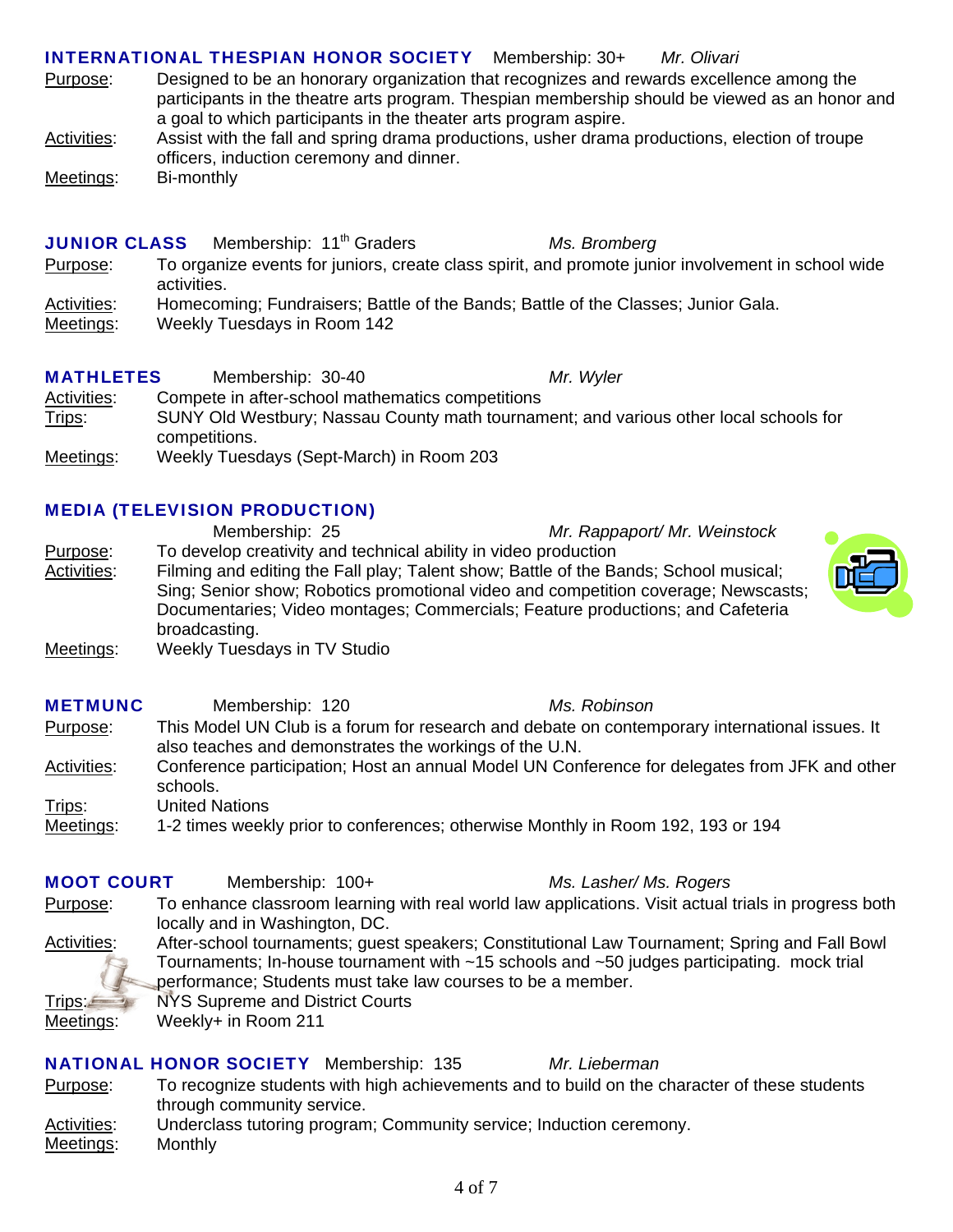## INTERNATIONAL THESPIAN HONOR SOCIETY

Membership: 30+ *Mr. Olivari*

Purpose: Designed to be an honorary organization that recognizes and rewards excellence among the participants in the theatre arts program. Thespian membership should be viewed as an honor and a goal to which participants in the theater arts program aspire.

Activities: Assist with the fall and spring drama productions, usher drama productions, election of troupe officers, induction ceremony and dinner.

Meetings: Bi-monthly

## JUNIOR CLASS

Membership: 11th Graders *Ms. Bromberg*

Purpose: To organize events for juniors, create class spirit, and promote junior involvement in school wide activities.

Activities: Homecoming; Fundraisers; Battle of the Bands; Battle of the Classes; Junior Gala.

Meetings: Weekly Tuesdays in Room 142

## MATHLETES

Membership: 30-40 *Mr. Wyler*

Activities: Compete in after-school mathematics competitions

Trips: SUNY Old Westbury; Nassau County math tournament; and various other local schools for competitions.

Meetings: Weekly Tuesdays (Sept-March) in Room 203

## MEDIA (TELEVISION PRODUCTION)

Membership: 25 *Mr. Rappaport/ Mr. Weinstock*

Purpose: To develop creativity and technical ability in video production

Activities: Filming and editing the Fall play; Talent show; Battle of the Bands; School musical; Sing; Senior show; Robotics promotional video and competition coverage; Newscasts; Documentaries; Video montages; Commercials; Feature productions; and Cafeteria broadcasting.

Meetings: Weekly Tuesdays in TV Studio

## METMUNC

Membership: 120 *Ms. Robinson*

Purpose: This Model UN Club is a forum for research and debate on contemporary international issues. It also teaches and demonstrates the workings of the U.N.

Activities: Conference participation; Host an annual Model UN Conference for delegates from JFK and other schools.

Trips: United Nations

Meetings: 1-2 times weekly prior to conferences; otherwise Monthly in Room 192, 193 or 194

## MOOT COURT

Membership: 100+ *Ms. Lasher/ Ms. Rogers*

Purpose: To enhance classroom learning with real world law applications. Visit actual trials in progress both locally and in Washington, DC.

Activities: After-school tournaments; guest speakers; Constitutional Law Tournament; Spring and Fall Bowl Tournaments; In-house tournament with ~15 schools and ~50 judges participating. mock trial performance; Students must take law courses to be a member.

Trips: NYS Supreme and District Courts

Meetings: Weekly+ in Room 211

## NATIONAL HONOR SOCIETY

Membership: 135 *Mr. Lieberman*

Purpose: To recognize students with high achievements and to build on the character of these students through community service.

Activities: Underclass tutoring program; Community service; Induction ceremony.

Meetings: Monthly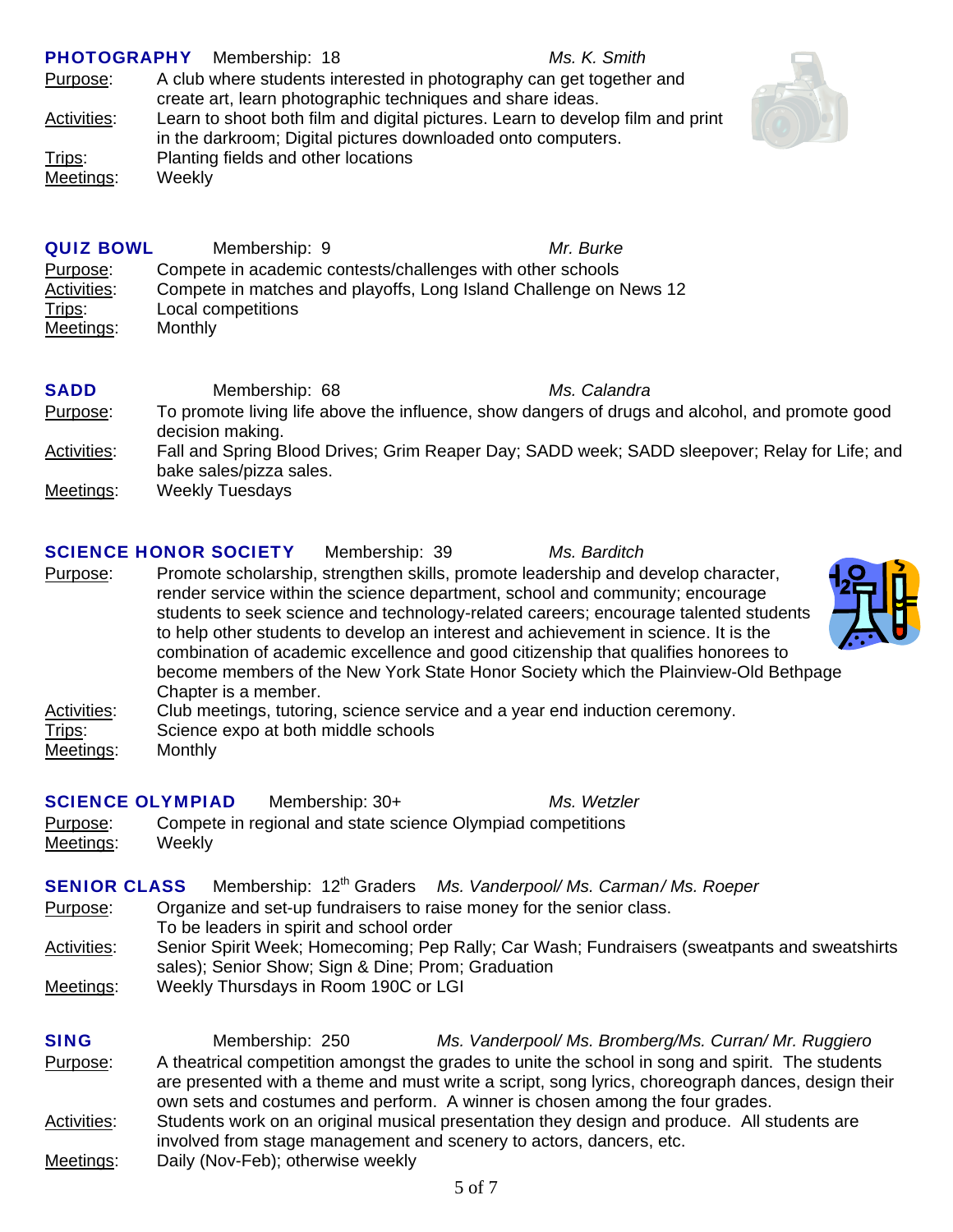## PHOTOGRAPHY

Membership: 18 — *Ms. K. Smith*

Purpose: A club where students interested in photography can get together and create art, learn photographic techniques and share ideas.

Activities: Learn to shoot both film and digital pictures. Learn to develop film and print in the darkroom; Digital pictures downloaded onto computers.

Trips: Planting fields and other locations

Meetings: Weekly

## QUIZ BOWL

Membership: 9 — *Mr. Burke*

Purpose: Compete in academic contests/challenges with other schools

Activities: Compete in matches and playoffs, Long Island Challenge on News 12

Trips: Local competitions

Meetings: Monthly

## SADD

Membership: 68 — *Ms. Calandra*

Purpose: To promote living life above the influence, show dangers of drugs and alcohol, and promote good decision making.

Activities: Fall and Spring Blood Drives; Grim Reaper Day; SADD week; SADD sleepover; Relay for Life; and bake sales/pizza sales.

Meetings: Weekly Tuesdays

## SCIENCE HONOR SOCIETY

Membership: 39 — *Ms. Barditch*

Purpose: Promote scholarship, strengthen skills, promote leadership and develop character, render service within the science department, school and community; encourage students to seek science and technology-related careers; encourage talented students to help other students to develop an interest and achievement in science. It is the combination of academic excellence and good citizenship that qualifies honorees to become members of the New York State Honor Society which the Plainview-Old Bethpage Chapter is a member.

Activities: Club meetings, tutoring, science service and a year end induction ceremony.

Trips: Science expo at both middle schools

Meetings: Monthly

## SCIENCE OLYMPIAD

Membership: 30+ — *Ms. Wetzler*

Purpose: Compete in regional and state science Olympiad competitions

Meetings: Weekly

## SENIOR CLASS

Membership: 12th Graders — *Ms. Vanderpool/ Ms. Carman/ Ms. Roeper*

Purpose: Organize and set-up fundraisers to raise money for the senior class. To be leaders in spirit and school order

Activities: Senior Spirit Week; Homecoming; Pep Rally; Car Wash; Fundraisers (sweatpants and sweatshirts sales); Senior Show; Sign & Dine; Prom; Graduation

Meetings: Weekly Thursdays in Room 190C or LGI

## SING

Membership: 250 — *Ms. Vanderpool/ Ms. Bromberg/Ms. Curran/ Mr. Ruggiero*

Purpose: A theatrical competition amongst the grades to unite the school in song and spirit. The students are presented with a theme and must write a script, song lyrics, choreograph dances, design their own sets and costumes and perform. A winner is chosen among the four grades.

Activities: Students work on an original musical presentation they design and produce. All students are involved from stage management and scenery to actors, dancers, etc.

Meetings: Daily (Nov-Feb); otherwise weekly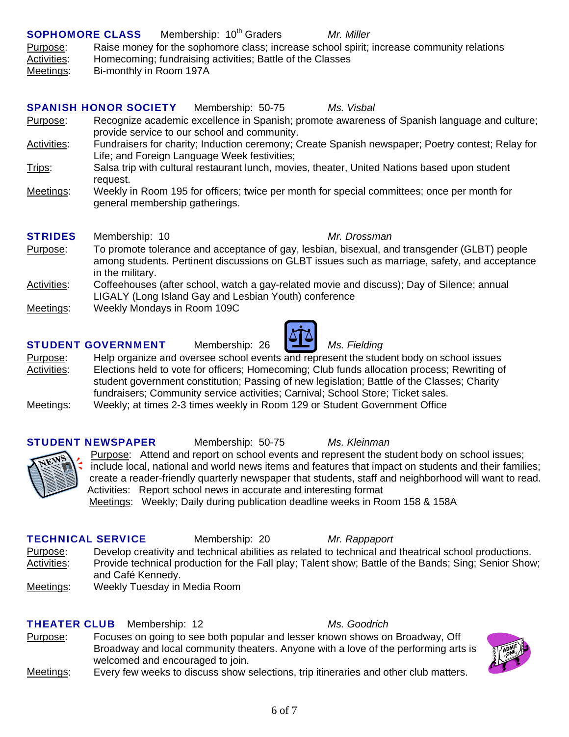## SOPHOMORE CLASS

Membership: 10th Graders — *Mr. Miller*

Purpose: Raise money for the sophomore class; increase school spirit; increase community relations

Activities: Homecoming; fundraising activities; Battle of the Classes

Meetings: Bi-monthly in Room 197A

## SPANISH HONOR SOCIETY

Membership: 50-75 — *Ms. Visbal*

Purpose: Recognize academic excellence in Spanish; promote awareness of Spanish language and culture; provide service to our school and community.

Activities: Fundraisers for charity; Induction ceremony; Create Spanish newspaper; Poetry contest; Relay for Life; and Foreign Language Week festivities;

Trips: Salsa trip with cultural restaurant lunch, movies, theater, United Nations based upon student request.

Meetings: Weekly in Room 195 for officers; twice per month for special committees; once per month for general membership gatherings.

## STRIDES

Membership: 10 — *Mr. Drossman*

Purpose: To promote tolerance and acceptance of gay, lesbian, bisexual, and transgender (GLBT) people among students. Pertinent discussions on GLBT issues such as marriage, safety, and acceptance in the military.

Activities: Coffeehouses (after school, watch a gay-related movie and discuss); Day of Silence; annual LIGALY (Long Island Gay and Lesbian Youth) conference

Meetings: Weekly Mondays in Room 109C

## STUDENT GOVERNMENT

Membership: 26 — *Ms. Fielding*

Purpose: Help organize and oversee school events and represent the student body on school issues

Activities: Elections held to vote for officers; Homecoming; Club funds allocation process; Rewriting of student government constitution; Passing of new legislation; Battle of the Classes; Charity fundraisers; Community service activities; Carnival; School Store; Ticket sales.

Meetings: Weekly; at times 2-3 times weekly in Room 129 or Student Government Office

## STUDENT NEWSPAPER

Membership: 50-75 — *Ms. Kleinman*

Purpose: Attend and report on school events and represent the student body on school issues; include local, national and world news items and features that impact on students and their families; create a reader-friendly quarterly newspaper that students, staff and neighborhood will want to read.

Activities: Report school news in accurate and interesting format

Meetings: Weekly; Daily during publication deadline weeks in Room 158 & 158A

## TECHNICAL SERVICE

Membership: 20 — *Mr. Rappaport*

Purpose: Develop creativity and technical abilities as related to technical and theatrical school productions.

Activities: Provide technical production for the Fall play; Talent show; Battle of the Bands; Sing; Senior Show; and Café Kennedy.

Meetings: Weekly Tuesday in Media Room

## THEATER CLUB

Membership: 12 — *Ms. Goodrich*

Purpose: Focuses on going to see both popular and lesser known shows on Broadway, Off Broadway and local community theaters. Anyone with a love of the performing arts is welcomed and encouraged to join.

Meetings: Every few weeks to discuss show selections, trip itineraries and other club matters.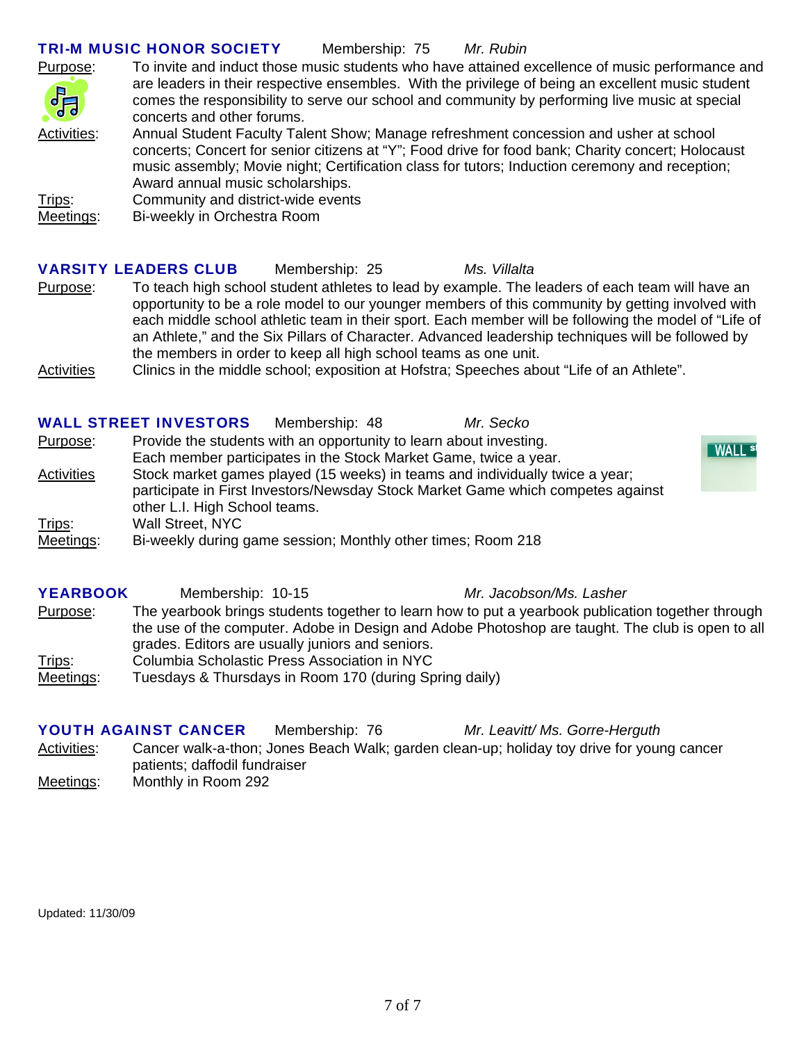## TRI-M MUSIC HONOR SOCIETY

Membership: 75 *Mr. Rubin*

Purpose: To invite and induct those music students who have attained excellence of music performance and are leaders in their respective ensembles. With the privilege of being an excellent music student comes the responsibility to serve our school and community by performing live music at special concerts and other forums.

Activities: Annual Student Faculty Talent Show; Manage refreshment concession and usher at school concerts; Concert for senior citizens at "Y"; Food drive for food bank; Charity concert; Holocaust music assembly; Movie night; Certification class for tutors; Induction ceremony and reception; Award annual music scholarships.

Trips: Community and district-wide events

Meetings: Bi-weekly in Orchestra Room

## VARSITY LEADERS CLUB

Membership: 25 *Ms. Villalta*

Purpose: To teach high school student athletes to lead by example. The leaders of each team will have an opportunity to be a role model to our younger members of this community by getting involved with each middle school athletic team in their sport. Each member will be following the model of "Life of an Athlete," and the Six Pillars of Character. Advanced leadership techniques will be followed by the members in order to keep all high school teams as one unit.

Activities Clinics in the middle school; exposition at Hofstra; Speeches about "Life of an Athlete".

## WALL STREET INVESTORS

Membership: 48 *Mr. Secko*

Purpose: Provide the students with an opportunity to learn about investing. Each member participates in the Stock Market Game, twice a year.

Activities Stock market games played (15 weeks) in teams and individually twice a year; participate in First Investors/Newsday Stock Market Game which competes against other L.I. High School teams.

Trips: Wall Street, NYC

Meetings: Bi-weekly during game session; Monthly other times; Room 218

## YEARBOOK

Membership: 10-15 *Mr. Jacobson/Ms. Lasher*

Purpose: The yearbook brings students together to learn how to put a yearbook publication together through the use of the computer. Adobe in Design and Adobe Photoshop are taught. The club is open to all grades. Editors are usually juniors and seniors.

Trips: Columbia Scholastic Press Association in NYC

Meetings: Tuesdays & Thursdays in Room 170 (during Spring daily)

## YOUTH AGAINST CANCER

Membership: 76 *Mr. Leavitt/ Ms. Gorre-Herguth*

Activities: Cancer walk-a-thon; Jones Beach Walk; garden clean-up; holiday toy drive for young cancer patients; daffodil fundraiser

Meetings: Monthly in Room 292

Updated: 11/30/09